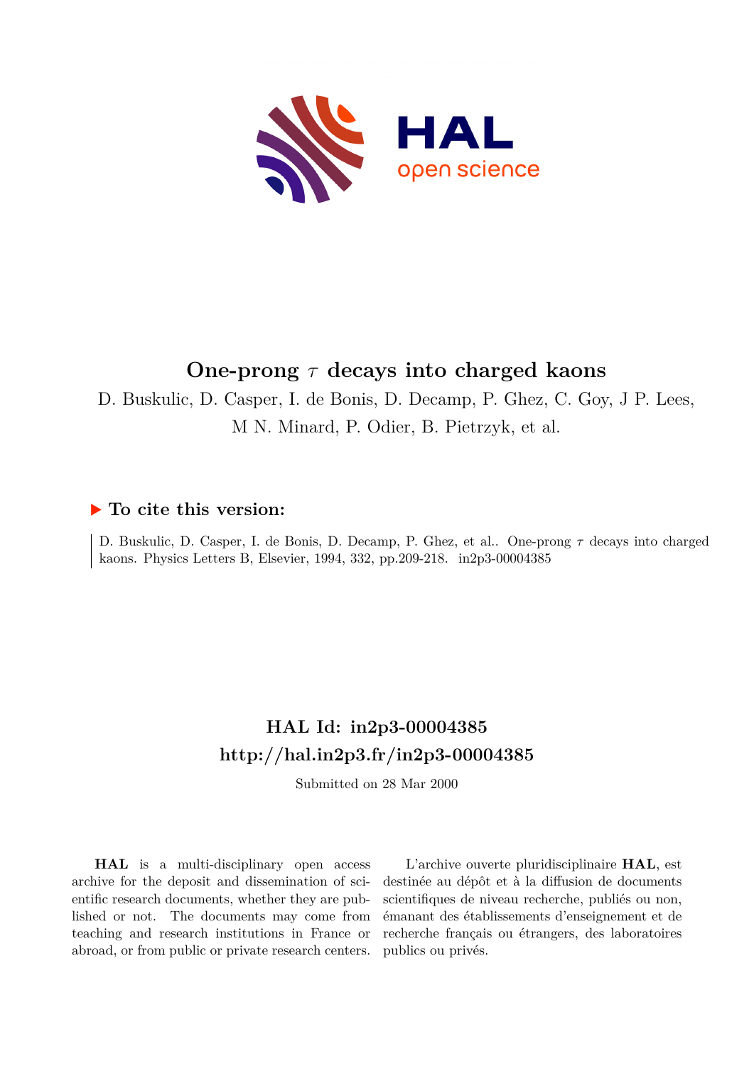# One-prong $\tau$ decays into charged kaons

D. Buskulic, D. Casper, I. de Bonis, D. Decamp, P. Ghez, C. Goy, J P. Lees, M N. Minard, P. Odier, B. Pietrzyk, et al.

## ▶ To cite this version:

D. Buskulic, D. Casper, I. de Bonis, D. Decamp, P. Ghez, et al.. One-prong $\tau$ decays into charged kaons. Physics Letters B, Elsevier, 1994, 332, pp.209-218. in2p3-00004385

## HAL Id: in2p3-00004385
## http://hal.in2p3.fr/in2p3-00004385

Submitted on 28 Mar 2000

**HAL** is a multi-disciplinary open access archive for the deposit and dissemination of scientific research documents, whether they are published or not. The documents may come from teaching and research institutions in France or abroad, or from public or private research centers.

L'archive ouverte pluridisciplinaire **HAL**, est destinée au dépôt et à la diffusion de documents scientifiques de niveau recherche, publiés ou non, émanant des établissements d'enseignement et de recherche français ou étrangers, des laboratoires publics ou privés.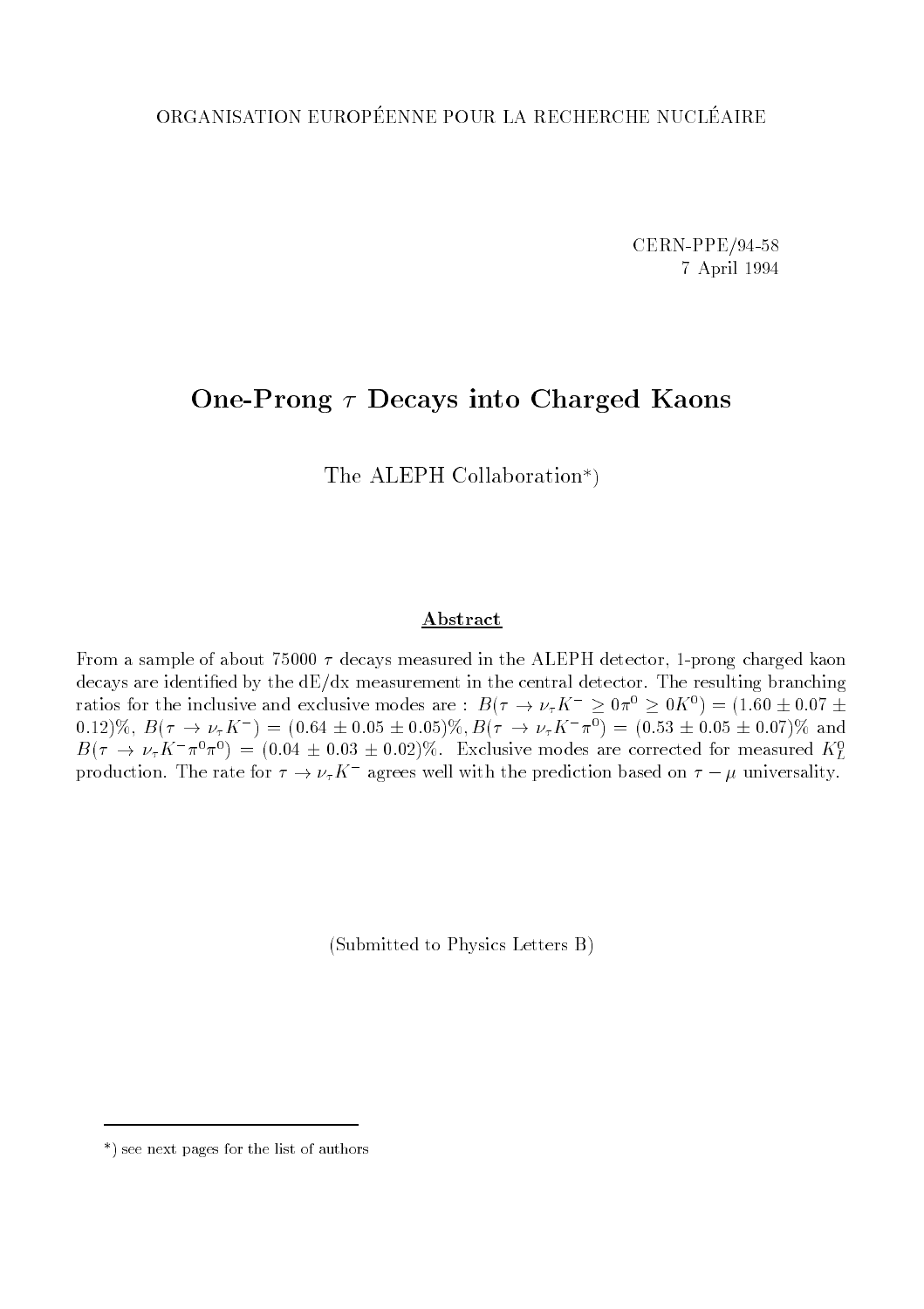ORGANISATION EUROPÉENNE POUR LA RECHERCHE NUCLÉAIRE

CERN-PPE/94-58
7 April 1994

# One-Prong $\tau$ Decays into Charged Kaons

The ALEPH Collaboration*)

## Abstract

From a sample of about 75000 $\tau$ decays measured in the ALEPH detector, 1-prong charged kaon decays are identified by the dE/dx measurement in the central detector. The resulting branching ratios for the inclusive and exclusive modes are : $B(\tau \to \nu_\tau K^- \geq 0\pi^0 \geq 0K^0) = (1.60 \pm 0.07 \pm 0.12)\%$, $B(\tau \to \nu_\tau K^-) = (0.64 \pm 0.05 \pm 0.05)\%$, $B(\tau \to \nu_\tau K^- \pi^0) = (0.53 \pm 0.05 \pm 0.07)\%$ and $B(\tau \to \nu_\tau K^- \pi^0 \pi^0) = (0.04 \pm 0.03 \pm 0.02)\%$. Exclusive modes are corrected for measured $K_L^0$ production. The rate for $\tau \to \nu_\tau K^-$ agrees well with the prediction based on $\tau - \mu$ universality.

(Submitted to Physics Letters B)

*) see next pages for the list of authors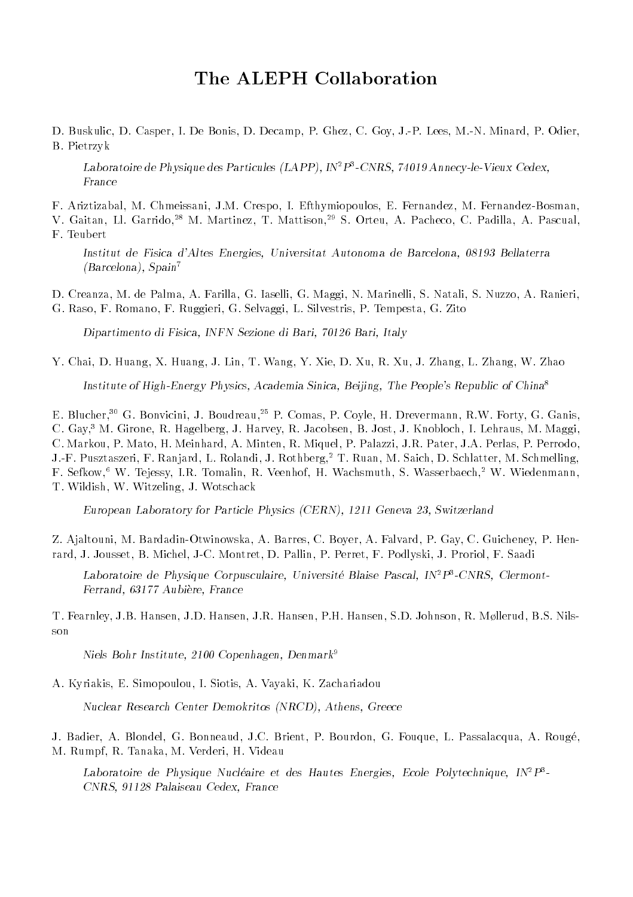# The ALEPH Collaboration

D. Buskulic, D. Casper, I. De Bonis, D. Decamp, P. Ghez, C. Goy, J.-P. Lees, M.-N. Minard, P. Odier, B. Pietrzyk

*Laboratoire de Physique des Particules (LAPP), IN$^2$P$^3$-CNRS, 74019 Annecy-le-Vieux Cedex, France*

F. Ariztizabal, M. Chmeissani, J.M. Crespo, I. Efthymiopoulos, E. Fernandez, M. Fernandez-Bosman, V. Gaitan, Ll. Garrido,[28] M. Martinez, T. Mattison,[29] S. Orteu, A. Pacheco, C. Padilla, A. Pascual, F. Teubert

*Institut de Fisica d'Altes Energies, Universitat Autonoma de Barcelona, 08193 Bellaterra (Barcelona), Spain*[7]

D. Creanza, M. de Palma, A. Farilla, G. Iaselli, G. Maggi, N. Marinelli, S. Natali, S. Nuzzo, A. Ranieri, G. Raso, F. Romano, F. Ruggieri, G. Selvaggi, L. Silvestris, P. Tempesta, G. Zito

*Dipartimento di Fisica, INFN Sezione di Bari, 70126 Bari, Italy*

Y. Chai, D. Huang, X. Huang, J. Lin, T. Wang, Y. Xie, D. Xu, R. Xu, J. Zhang, L. Zhang, W. Zhao

*Institute of High-Energy Physics, Academia Sinica, Beijing, The People's Republic of China*[8]

E. Blucher,[30] G. Bonvicini, J. Boudreau,[25] P. Comas, P. Coyle, H. Drevermann, R.W. Forty, G. Ganis, C. Gay,[3] M. Girone, R. Hagelberg, J. Harvey, R. Jacobsen, B. Jost, J. Knobloch, I. Lehraus, M. Maggi, C. Markou, P. Mato, H. Meinhard, A. Minten, R. Miquel, P. Palazzi, J.R. Pater, J.A. Perlas, P. Perrodo, J.-F. Pusztaszeri, F. Ranjard, L. Rolandi, J. Rothberg,[2] T. Ruan, M. Saich, D. Schlatter, M. Schmelling, F. Sefkow,[6] W. Tejessy, I.R. Tomalin, R. Veenhof, H. Wachsmuth, S. Wasserbaech,[2] W. Wiedenmann, T. Wildish, W. Witzeling, J. Wotschack

*European Laboratory for Particle Physics (CERN), 1211 Geneva 23, Switzerland*

Z. Ajaltouni, M. Bardadin-Otwinowska, A. Barres, C. Boyer, A. Falvard, P. Gay, C. Guicheney, P. Henrard, J. Jousset, B. Michel, J-C. Montret, D. Pallin, P. Perret, F. Podlyski, J. Proriol, F. Saadi

*Laboratoire de Physique Corpusculaire, Université Blaise Pascal, IN$^2$P$^3$-CNRS, Clermont-Ferrand, 63177 Aubière, France*

T. Fearnley, J.B. Hansen, J.D. Hansen, J.R. Hansen, P.H. Hansen, S.D. Johnson, R. Møllerud, B.S. Nilsson

*Niels Bohr Institute, 2100 Copenhagen, Denmark*[9]

A. Kyriakis, E. Simopoulou, I. Siotis, A. Vayaki, K. Zachariadou

*Nuclear Research Center Demokritos (NRCD), Athens, Greece*

J. Badier, A. Blondel, G. Bonneaud, J.C. Brient, P. Bourdon, G. Fouque, L. Passalacqua, A. Rougé, M. Rumpf, R. Tanaka, M. Verderi, H. Videau

*Laboratoire de Physique Nucléaire et des Hautes Energies, Ecole Polytechnique, IN$^2$P$^3$-CNRS, 91128 Palaiseau Cedex, France*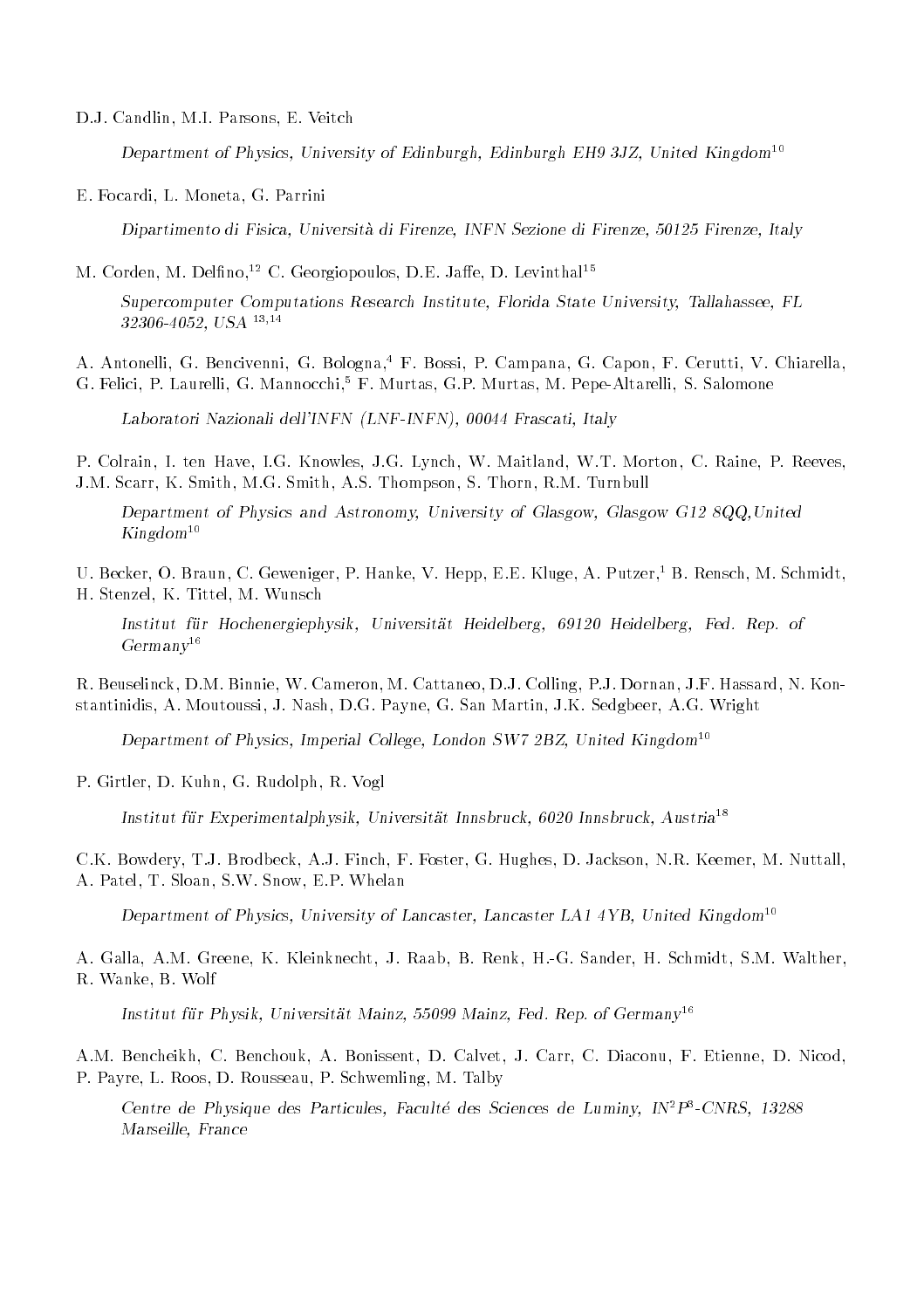D.J. Candlin, M.I. Parsons, E. Veitch

*Department of Physics, University of Edinburgh, Edinburgh EH9 3JZ, United Kingdom*[10]

E. Focardi, L. Moneta, G. Parrini

*Dipartimento di Fisica, Università di Firenze, INFN Sezione di Firenze, 50125 Firenze, Italy*

M. Corden, M. Delfino,[12] C. Georgiopoulos, D.E. Jaffe, D. Levinthal[15]

*Supercomputer Computations Research Institute, Florida State University, Tallahassee, FL 32306-4052, USA* [13,14]

A. Antonelli, G. Bencivenni, G. Bologna,[4] F. Bossi, P. Campana, G. Capon, F. Cerutti, V. Chiarella, G. Felici, P. Laurelli, G. Mannocchi,[5] F. Murtas, G.P. Murtas, M. Pepe-Altarelli, S. Salomone

*Laboratori Nazionali dell'INFN (LNF-INFN), 00044 Frascati, Italy*

P. Colrain, I. ten Have, I.G. Knowles, J.G. Lynch, W. Maitland, W.T. Morton, C. Raine, P. Reeves, J.M. Scarr, K. Smith, M.G. Smith, A.S. Thompson, S. Thorn, R.M. Turnbull

*Department of Physics and Astronomy, University of Glasgow, Glasgow G12 8QQ,United Kingdom*[10]

U. Becker, O. Braun, C. Geweniger, P. Hanke, V. Hepp, E.E. Kluge, A. Putzer,[1] B. Rensch, M. Schmidt, H. Stenzel, K. Tittel, M. Wunsch

*Institut für Hochenergiephysik, Universität Heidelberg, 69120 Heidelberg, Fed. Rep. of Germany*[16]

R. Beuselinck, D.M. Binnie, W. Cameron, M. Cattaneo, D.J. Colling, P.J. Dornan, J.F. Hassard, N. Konstantinidis, A. Moutoussi, J. Nash, D.G. Payne, G. San Martin, J.K. Sedgbeer, A.G. Wright

*Department of Physics, Imperial College, London SW7 2BZ, United Kingdom*[10]

P. Girtler, D. Kuhn, G. Rudolph, R. Vogl

*Institut für Experimentalphysik, Universität Innsbruck, 6020 Innsbruck, Austria*[18]

C.K. Bowdery, T.J. Brodbeck, A.J. Finch, F. Foster, G. Hughes, D. Jackson, N.R. Keemer, M. Nuttall, A. Patel, T. Sloan, S.W. Snow, E.P. Whelan

*Department of Physics, University of Lancaster, Lancaster LA1 4YB, United Kingdom*[10]

A. Galla, A.M. Greene, K. Kleinknecht, J. Raab, B. Renk, H.-G. Sander, H. Schmidt, S.M. Walther, R. Wanke, B. Wolf

*Institut für Physik, Universität Mainz, 55099 Mainz, Fed. Rep. of Germany*[16]

A.M. Bencheikh, C. Benchouk, A. Bonissent, D. Calvet, J. Carr, C. Diaconu, F. Etienne, D. Nicod, P. Payre, L. Roos, D. Rousseau, P. Schwemling, M. Talby

*Centre de Physique des Particules, Faculté des Sciences de Luminy, $IN^2P^3$-CNRS, 13288 Marseille, France*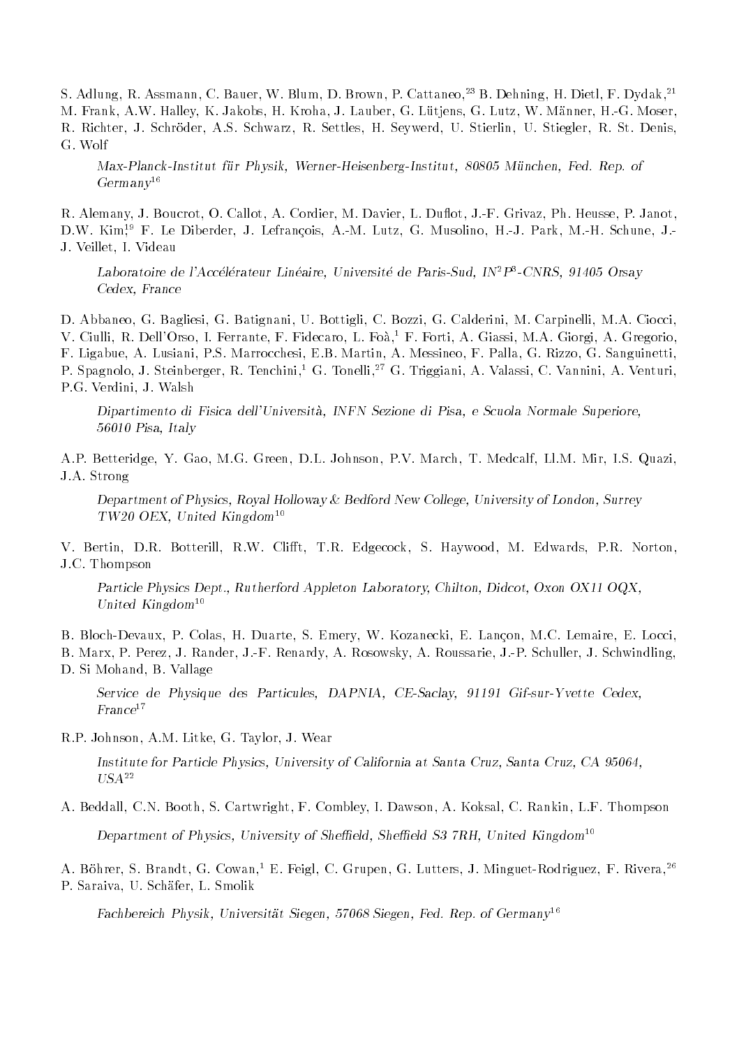S. Adlung, R. Assmann, C. Bauer, W. Blum, D. Brown, P. Cattaneo,[23] B. Dehning, H. Dietl, F. Dydak,[21] M. Frank, A.W. Halley, K. Jakobs, H. Kroha, J. Lauber, G. Lütjens, G. Lutz, W. Männer, H.-G. Moser, R. Richter, J. Schröder, A.S. Schwarz, R. Settles, H. Seywerd, U. Stierlin, U. Stiegler, R. St. Denis, G. Wolf

*Max-Planck-Institut für Physik, Werner-Heisenberg-Institut, 80805 München, Fed. Rep. of Germany*[16]

R. Alemany, J. Boucrot, O. Callot, A. Cordier, M. Davier, L. Duflot, J.-F. Grivaz, Ph. Heusse, P. Janot, D.W. Kim,[19] F. Le Diberder, J. Lefrançois, A.-M. Lutz, G. Musolino, H.-J. Park, M.-H. Schune, J.-J. Veillet, I. Videau

*Laboratoire de l'Accélérateur Linéaire, Université de Paris-Sud, $IN^2P^3$-CNRS, 91405 Orsay Cedex, France*

D. Abbaneo, G. Bagliesi, G. Batignani, U. Bottigli, C. Bozzi, G. Calderini, M. Carpinelli, M.A. Ciocci, V. Ciulli, R. Dell'Orso, I. Ferrante, F. Fidecaro, L. Foà,[1] F. Forti, A. Giassi, M.A. Giorgi, A. Gregorio, F. Ligabue, A. Lusiani, P.S. Marrocchesi, E.B. Martin, A. Messineo, F. Palla, G. Rizzo, G. Sanguinetti, P. Spagnolo, J. Steinberger, R. Tenchini,[1] G. Tonelli,[27] G. Triggiani, A. Valassi, C. Vannini, A. Venturi, P.G. Verdini, J. Walsh

*Dipartimento di Fisica dell'Università, INFN Sezione di Pisa, e Scuola Normale Superiore, 56010 Pisa, Italy*

A.P. Betteridge, Y. Gao, M.G. Green, D.L. Johnson, P.V. March, T. Medcalf, Ll.M. Mir, I.S. Quazi, J.A. Strong

*Department of Physics, Royal Holloway & Bedford New College, University of London, Surrey TW20 OEX, United Kingdom*[10]

V. Bertin, D.R. Botterill, R.W. Clifft, T.R. Edgecock, S. Haywood, M. Edwards, P.R. Norton, J.C. Thompson

*Particle Physics Dept., Rutherford Appleton Laboratory, Chilton, Didcot, Oxon OX11 OQX, United Kingdom*[10]

B. Bloch-Devaux, P. Colas, H. Duarte, S. Emery, W. Kozanecki, E. Lançon, M.C. Lemaire, E. Locci, B. Marx, P. Perez, J. Rander, J.-F. Renardy, A. Rosowsky, A. Roussarie, J.-P. Schuller, J. Schwindling, D. Si Mohand, B. Vallage

*Service de Physique des Particules, DAPNIA, CE-Saclay, 91191 Gif-sur-Yvette Cedex, France*[17]

R.P. Johnson, A.M. Litke, G. Taylor, J. Wear

*Institute for Particle Physics, University of California at Santa Cruz, Santa Cruz, CA 95064, USA*[22]

A. Beddall, C.N. Booth, S. Cartwright, F. Combley, I. Dawson, A. Koksal, C. Rankin, L.F. Thompson

*Department of Physics, University of Sheffield, Sheffield S3 7RH, United Kingdom*[10]

A. Böhrer, S. Brandt, G. Cowan,[1] E. Feigl, C. Grupen, G. Lutters, J. Minguet-Rodriguez, F. Rivera,[26] P. Saraiva, U. Schäfer, L. Smolik

*Fachbereich Physik, Universität Siegen, 57068 Siegen, Fed. Rep. of Germany*[16]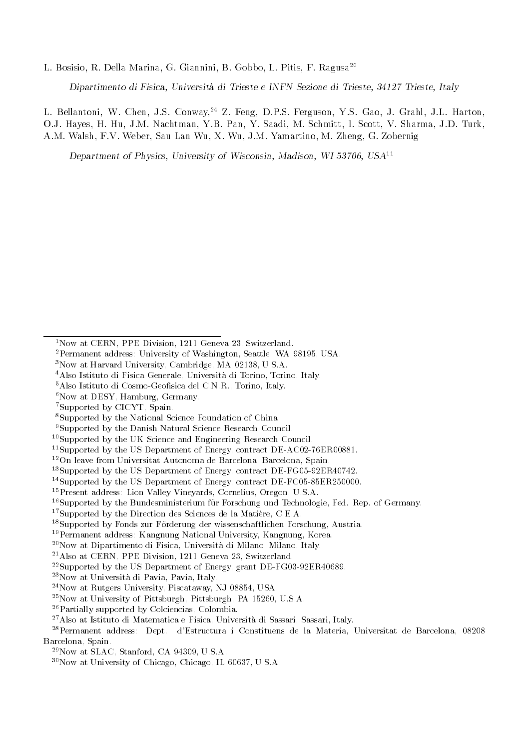L. Bosisio, R. Della Marina, G. Giannini, B. Gobbo, L. Pitis, F. Ragusa[20]

*Dipartimento di Fisica, Università di Trieste e INFN Sezione di Trieste, 34127 Trieste, Italy*

L. Bellantoni, W. Chen, J.S. Conway,[24] Z. Feng, D.P.S. Ferguson, Y.S. Gao, J. Grahl, J.L. Harton, O.J. Hayes, H. Hu, J.M. Nachtman, Y.B. Pan, Y. Saadi, M. Schmitt, I. Scott, V. Sharma, J.D. Turk, A.M. Walsh, F.V. Weber, Sau Lan Wu, X. Wu, J.M. Yamartino, M. Zheng, G. Zobernig

*Department of Physics, University of Wisconsin, Madison, WI 53706, USA*[11]

---

[1] Now at CERN, PPE Division, 1211 Geneva 23, Switzerland.

[2] Permanent address: University of Washington, Seattle, WA 98195, USA.

[3] Now at Harvard University, Cambridge, MA 02138, U.S.A.

[4] Also Istituto di Fisica Generale, Università di Torino, Torino, Italy.

[5] Also Istituto di Cosmo-Geofisica del C.N.R., Torino, Italy.

[6] Now at DESY, Hamburg, Germany.

[7] Supported by CICYT, Spain.

[8] Supported by the National Science Foundation of China.

[9] Supported by the Danish Natural Science Research Council.

[10] Supported by the UK Science and Engineering Research Council.

[11] Supported by the US Department of Energy, contract DE-AC02-76ER00881.

[12] On leave from Universitat Autonoma de Barcelona, Barcelona, Spain.

[13] Supported by the US Department of Energy, contract DE-FG05-92ER40742.

[14] Supported by the US Department of Energy, contract DE-FC05-85ER250000.

[15] Present address: Lion Valley Vineyards, Cornelius, Oregon, U.S.A.

[16] Supported by the Bundesministerium für Forschung und Technologie, Fed. Rep. of Germany.

[17] Supported by the Direction des Sciences de la Matière, C.E.A.

[18] Supported by Fonds zur Förderung der wissenschaftlichen Forschung, Austria.

[19] Permanent address: Kangnung National University, Kangnung, Korea.

[20] Now at Dipartimento di Fisica, Università di Milano, Milano, Italy.

[21] Also at CERN, PPE Division, 1211 Geneva 23, Switzerland.

[22] Supported by the US Department of Energy, grant DE-FG03-92ER40689.

[23] Now at Università di Pavia, Pavia, Italy.

[24] Now at Rutgers University, Piscataway, NJ 08854, USA.

[25] Now at University of Pittsburgh, Pittsburgh, PA 15260, U.S.A.

[26] Partially supported by Colciencias, Colombia.

[27] Also at Istituto di Matematica e Fisica, Università di Sassari, Sassari, Italy.

[28] Permanent address: Dept. d'Estructura i Constituens de la Materia, Universitat de Barcelona, 08208 Barcelona, Spain.

[29] Now at SLAC, Stanford, CA 94309, U.S.A.

[30] Now at University of Chicago, Chicago, IL 60637, U.S.A.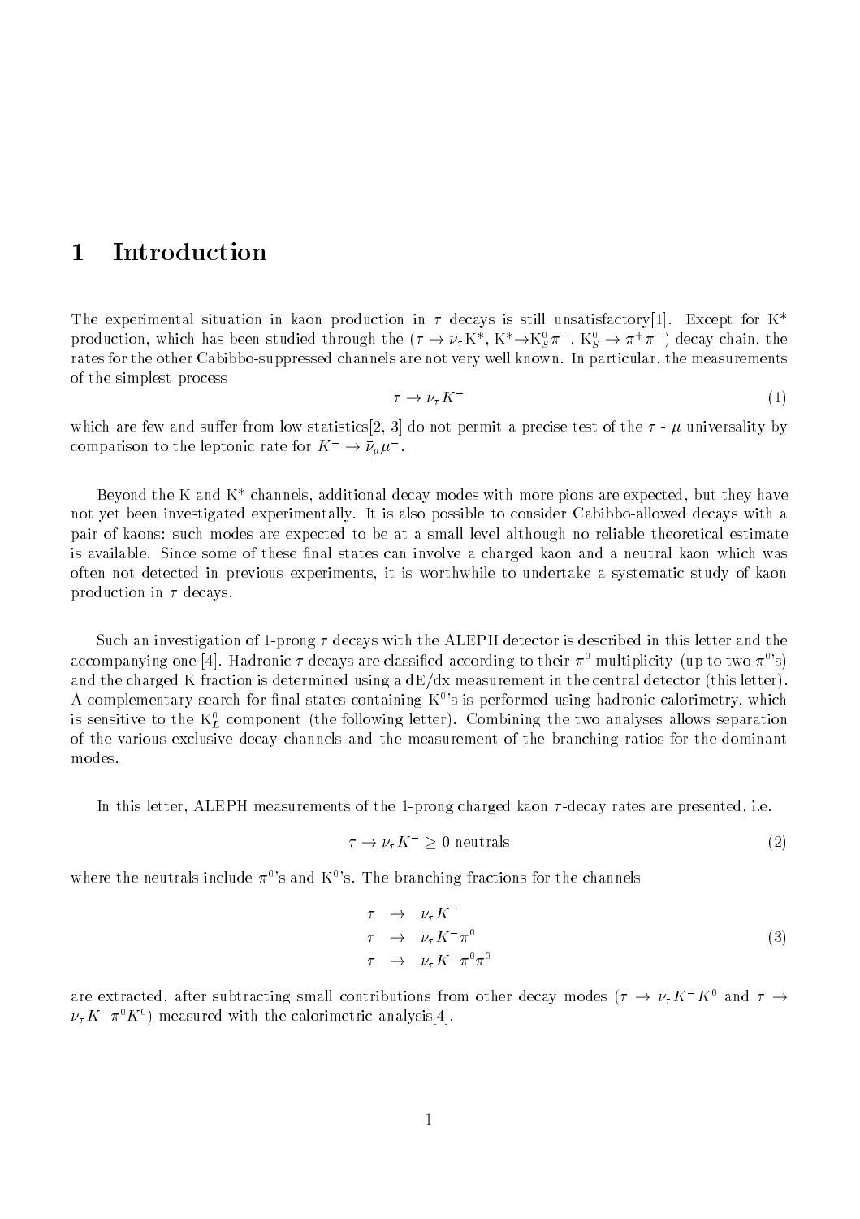# 1 Introduction

The experimental situation in kaon production in $\tau$ decays is still unsatisfactory[1]. Except for K* production, which has been studied through the ($\tau \to \nu_\tau$ K*, K*$\to$K$^0_S\pi^-$, K$^0_S \to \pi^+\pi^-$) decay chain, the rates for the other Cabibbo-suppressed channels are not very well known. In particular, the measurements of the simplest process

$$\tau \to \nu_\tau K^- \tag{1}$$

which are few and suffer from low statistics[2, 3] do not permit a precise test of the $\tau$ - $\mu$ universality by comparison to the leptonic rate for $K^- \to \bar{\nu}_\mu \mu^-$.

Beyond the K and K* channels, additional decay modes with more pions are expected, but they have not yet been investigated experimentally. It is also possible to consider Cabibbo-allowed decays with a pair of kaons: such modes are expected to be at a small level although no reliable theoretical estimate is available. Since some of these final states can involve a charged kaon and a neutral kaon which was often not detected in previous experiments, it is worthwhile to undertake a systematic study of kaon production in $\tau$ decays.

Such an investigation of 1-prong $\tau$ decays with the ALEPH detector is described in this letter and the accompanying one [4]. Hadronic $\tau$ decays are classified according to their $\pi^0$ multiplicity (up to two $\pi^0$'s) and the charged K fraction is determined using a dE/dx measurement in the central detector (this letter). A complementary search for final states containing K$^0$'s is performed using hadronic calorimetry, which is sensitive to the K$^0_L$ component (the following letter). Combining the two analyses allows separation of the various exclusive decay channels and the measurement of the branching ratios for the dominant modes.

In this letter, ALEPH measurements of the 1-prong charged kaon $\tau$-decay rates are presented, i.e.

$$\tau \to \nu_\tau K^- \geq 0 \text{ neutrals} \tag{2}$$

where the neutrals include $\pi^0$'s and K$^0$'s. The branching fractions for the channels

$$\begin{aligned} \tau &\to \nu_\tau K^- \\ \tau &\to \nu_\tau K^- \pi^0 \\ \tau &\to \nu_\tau K^- \pi^0 \pi^0 \end{aligned} \tag{3}$$

are extracted, after subtracting small contributions from other decay modes ($\tau \to \nu_\tau K^- K^0$ and $\tau \to \nu_\tau K^- \pi^0 K^0$) measured with the calorimetric analysis[4].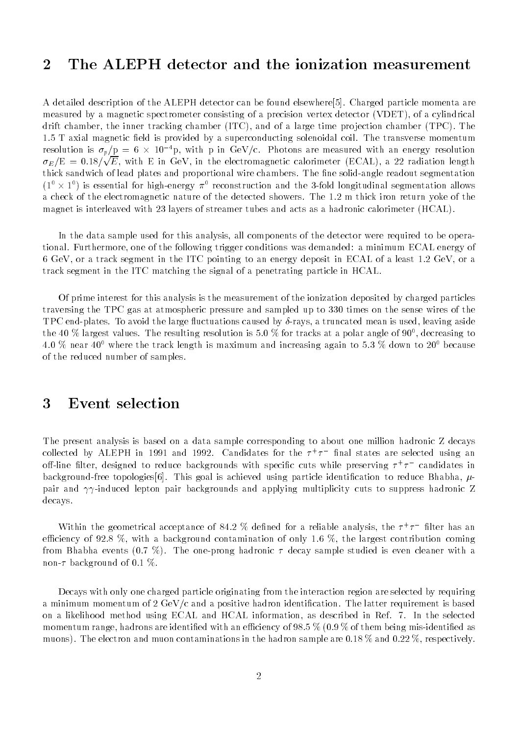## 2 The ALEPH detector and the ionization measurement

A detailed description of the ALEPH detector can be found elsewhere[5]. Charged particle momenta are measured by a magnetic spectrometer consisting of a precision vertex detector (VDET), of a cylindrical drift chamber, the inner tracking chamber (ITC), and of a large time projection chamber (TPC). The 1.5 T axial magnetic field is provided by a superconducting solenoidal coil. The transverse momentum resolution is $\sigma_p/\mathrm{p} = 6 \times 10^{-4}\mathrm{p}$, with p in GeV/c. Photons are measured with an energy resolution $\sigma_E/\mathrm{E} = 0.18/\sqrt{E}$, with E in GeV, in the electromagnetic calorimeter (ECAL), a 22 radiation length thick sandwich of lead plates and proportional wire chambers. The fine solid-angle readout segmentation ($1^0 \times 1^0$) is essential for high-energy $\pi^0$ reconstruction and the 3-fold longitudinal segmentation allows a check of the electromagnetic nature of the detected showers. The 1.2 m thick iron return yoke of the magnet is interleaved with 23 layers of streamer tubes and acts as a hadronic calorimeter (HCAL).

In the data sample used for this analysis, all components of the detector were required to be operational. Furthermore, one of the following trigger conditions was demanded: a minimum ECAL energy of 6 GeV, or a track segment in the ITC pointing to an energy deposit in ECAL of a least 1.2 GeV, or a track segment in the ITC matching the signal of a penetrating particle in HCAL.

Of prime interest for this analysis is the measurement of the ionization deposited by charged particles traversing the TPC gas at atmospheric pressure and sampled up to 330 times on the sense wires of the TPC end-plates. To avoid the large fluctuations caused by $\delta$-rays, a truncated mean is used, leaving aside the 40 % largest values. The resulting resolution is 5.0 % for tracks at a polar angle of $90^0$, decreasing to 4.0 % near $40^0$ where the track length is maximum and increasing again to 5.3 % down to $20^0$ because of the reduced number of samples.

## 3 Event selection

The present analysis is based on a data sample corresponding to about one million hadronic Z decays collected by ALEPH in 1991 and 1992. Candidates for the $\tau^+\tau^-$ final states are selected using an off-line filter, designed to reduce backgrounds with specific cuts while preserving $\tau^+\tau^-$ candidates in background-free topologies[6]. This goal is achieved using particle identification to reduce Bhabha, $\mu$-pair and $\gamma\gamma$-induced lepton pair backgrounds and applying multiplicity cuts to suppress hadronic Z decays.

Within the geometrical acceptance of 84.2 % defined for a reliable analysis, the $\tau^+\tau^-$ filter has an efficiency of 92.8 %, with a background contamination of only 1.6 %, the largest contribution coming from Bhabha events (0.7 %). The one-prong hadronic $\tau$ decay sample studied is even cleaner with a non-$\tau$ background of 0.1 %.

Decays with only one charged particle originating from the interaction region are selected by requiring a minimum momentum of 2 GeV/c and a positive hadron identification. The latter requirement is based on a likelihood method using ECAL and HCAL information, as described in Ref. 7. In the selected momentum range, hadrons are identified with an efficiency of 98.5 % (0.9 % of them being mis-identified as muons). The electron and muon contaminations in the hadron sample are 0.18 % and 0.22 %, respectively.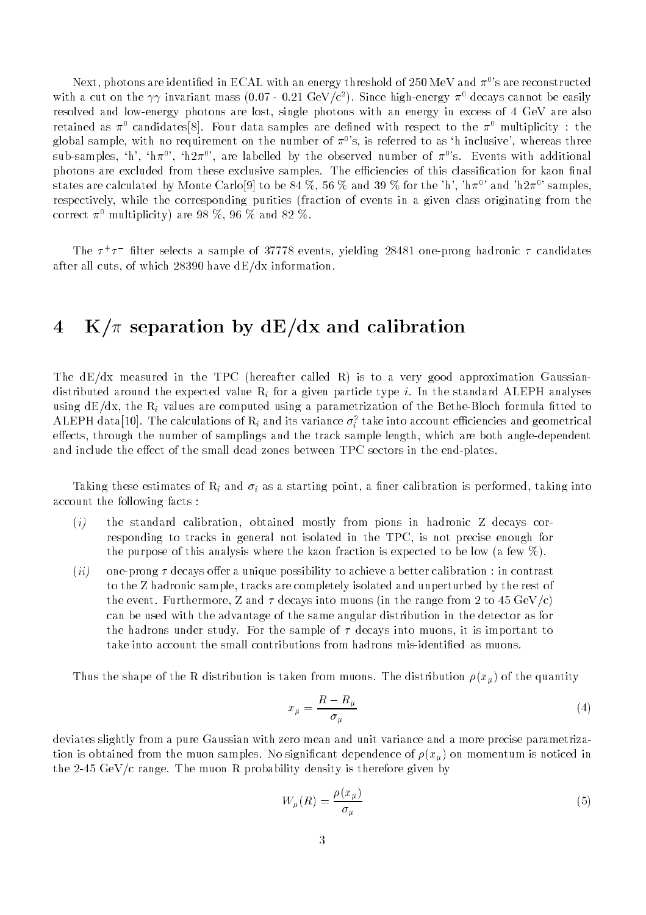Next, photons are identified in ECAL with an energy threshold of 250 MeV and $\pi^0$'s are reconstructed with a cut on the $\gamma\gamma$ invariant mass (0.07 - 0.21 GeV/c$^2$). Since high-energy $\pi^0$ decays cannot be easily resolved and low-energy photons are lost, single photons with an energy in excess of 4 GeV are also retained as $\pi^0$ candidates[8]. Four data samples are defined with respect to the $\pi^0$ multiplicity : the global sample, with no requirement on the number of $\pi^0$'s, is referred to as 'h inclusive', whereas three sub-samples, 'h', 'h$\pi^0$', 'h2$\pi^0$', are labelled by the observed number of $\pi^0$'s. Events with additional photons are excluded from these exclusive samples. The efficiencies of this classification for kaon final states are calculated by Monte Carlo[9] to be 84 %, 56 % and 39 % for the 'h', 'h$\pi^0$' and 'h2$\pi^0$' samples, respectively, while the corresponding purities (fraction of events in a given class originating from the correct $\pi^0$ multiplicity) are 98 %, 96 % and 82 %.

The $\tau^+\tau^-$ filter selects a sample of 37778 events, yielding 28481 one-prong hadronic $\tau$ candidates after all cuts, of which 28390 have dE/dx information.

# 4 K/$\pi$ separation by dE/dx and calibration

The dE/dx measured in the TPC (hereafter called R) is to a very good approximation Gaussian-distributed around the expected value $R_i$ for a given particle type $i$. In the standard ALEPH analyses using dE/dx, the $R_i$ values are computed using a parametrization of the Bethe-Bloch formula fitted to ALEPH data[10]. The calculations of $R_i$ and its variance $\sigma_i^2$ take into account efficiencies and geometrical effects, through the number of samplings and the track sample length, which are both angle-dependent and include the effect of the small dead zones between TPC sectors in the end-plates.

Taking these estimates of $R_i$ and $\sigma_i$ as a starting point, a finer calibration is performed, taking into account the following facts :

- $(i)$ the standard calibration, obtained mostly from pions in hadronic Z decays corresponding to tracks in general not isolated in the TPC, is not precise enough for the purpose of this analysis where the kaon fraction is expected to be low (a few %).
- $(ii)$ one-prong $\tau$ decays offer a unique possibility to achieve a better calibration : in contrast to the Z hadronic sample, tracks are completely isolated and unperturbed by the rest of the event. Furthermore, Z and $\tau$ decays into muons (in the range from 2 to 45 GeV/c) can be used with the advantage of the same angular distribution in the detector as for the hadrons under study. For the sample of $\tau$ decays into muons, it is important to take into account the small contributions from hadrons mis-identified as muons.

Thus the shape of the R distribution is taken from muons. The distribution $\rho(x_\mu)$ of the quantity

$$x_\mu = \frac{R - R_\mu}{\sigma_\mu} \tag{4}$$

deviates slightly from a pure Gaussian with zero mean and unit variance and a more precise parametrization is obtained from the muon samples. No significant dependence of $\rho(x_\mu)$ on momentum is noticed in the 2-45 GeV/c range. The muon R probability density is therefore given by

$$W_\mu(R) = \frac{\rho(x_\mu)}{\sigma_\mu} \tag{5}$$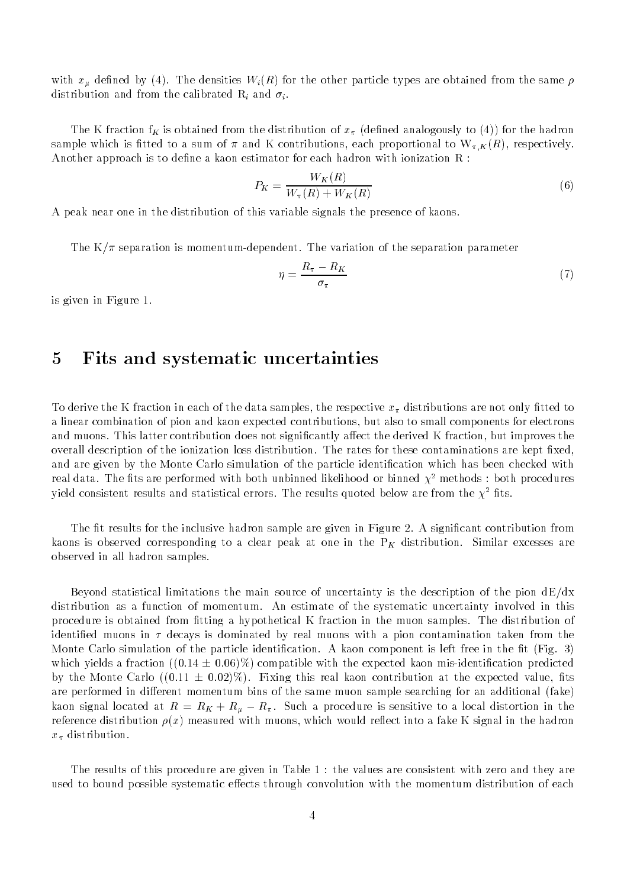with $x_\mu$ defined by (4). The densities $W_i(R)$ for the other particle types are obtained from the same $\rho$ distribution and from the calibrated $R_i$ and $\sigma_i$.

The K fraction $f_K$ is obtained from the distribution of $x_\pi$ (defined analogously to (4)) for the hadron sample which is fitted to a sum of $\pi$ and K contributions, each proportional to $W_{\pi,K}(R)$, respectively. Another approach is to define a kaon estimator for each hadron with ionization R :

$$P_K = \frac{W_K(R)}{W_\pi(R) + W_K(R)} \tag{6}$$

A peak near one in the distribution of this variable signals the presence of kaons.

The K/$\pi$ separation is momentum-dependent. The variation of the separation parameter

$$\eta = \frac{R_\pi - R_K}{\sigma_\pi} \tag{7}$$

is given in Figure 1.

# 5 Fits and systematic uncertainties

To derive the K fraction in each of the data samples, the respective $x_\pi$ distributions are not only fitted to a linear combination of pion and kaon expected contributions, but also to small components for electrons and muons. This latter contribution does not significantly affect the derived K fraction, but improves the overall description of the ionization loss distribution. The rates for these contaminations are kept fixed, and are given by the Monte Carlo simulation of the particle identification which has been checked with real data. The fits are performed with both unbinned likelihood or binned $\chi^2$ methods : both procedures yield consistent results and statistical errors. The results quoted below are from the $\chi^2$ fits.

The fit results for the inclusive hadron sample are given in Figure 2. A significant contribution from kaons is observed corresponding to a clear peak at one in the $P_K$ distribution. Similar excesses are observed in all hadron samples.

Beyond statistical limitations the main source of uncertainty is the description of the pion dE/dx distribution as a function of momentum. An estimate of the systematic uncertainty involved in this procedure is obtained from fitting a hypothetical K fraction in the muon samples. The distribution of identified muons in $\tau$ decays is dominated by real muons with a pion contamination taken from the Monte Carlo simulation of the particle identification. A kaon component is left free in the fit (Fig. 3) which yields a fraction ($(0.14 \pm 0.06)\%$) compatible with the expected kaon mis-identification predicted by the Monte Carlo ($(0.11 \pm 0.02)\%$). Fixing this real kaon contribution at the expected value, fits are performed in different momentum bins of the same muon sample searching for an additional (fake) kaon signal located at $R = R_K + R_\mu - R_\pi$. Such a procedure is sensitive to a local distortion in the reference distribution $\rho(x)$ measured with muons, which would reflect into a fake K signal in the hadron $x_\pi$ distribution.

The results of this procedure are given in Table 1 : the values are consistent with zero and they are used to bound possible systematic effects through convolution with the momentum distribution of each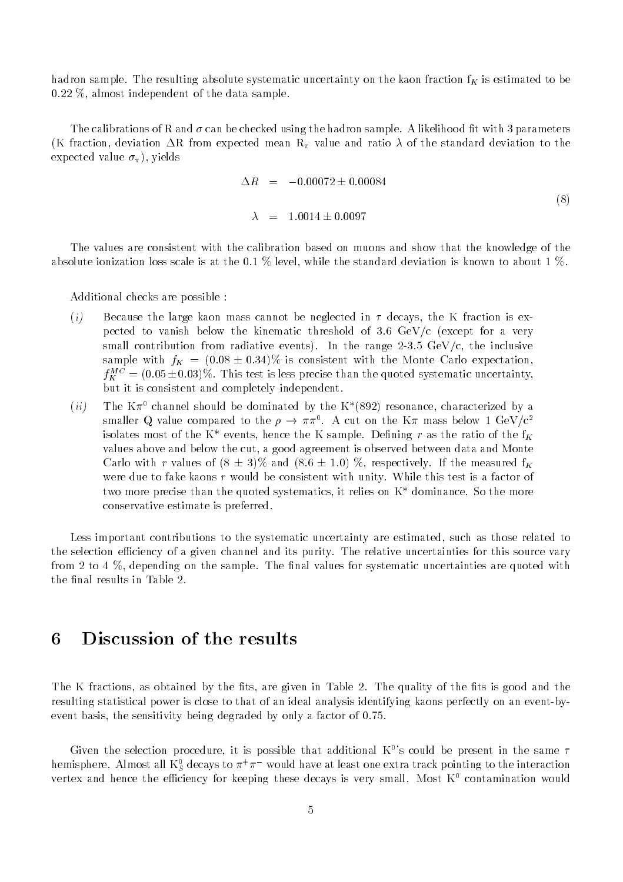hadron sample. The resulting absolute systematic uncertainty on the kaon fraction $f_K$ is estimated to be 0.22 %, almost independent of the data sample.

The calibrations of R and $\sigma$ can be checked using the hadron sample. A likelihood fit with 3 parameters (K fraction, deviation $\Delta$R from expected mean $R_\pi$ value and ratio $\lambda$ of the standard deviation to the expected value $\sigma_\pi$), yields

$$\begin{aligned} \Delta R &= -0.00072 \pm 0.00084 \\ \lambda &= 1.0014 \pm 0.0097 \end{aligned} \tag{8}$$

The values are consistent with the calibration based on muons and show that the knowledge of the absolute ionization loss scale is at the 0.1 % level, while the standard deviation is known to about 1 %.

Additional checks are possible :

- (*i*) Because the large kaon mass cannot be neglected in $\tau$ decays, the K fraction is expected to vanish below the kinematic threshold of 3.6 GeV/c (except for a very small contribution from radiative events). In the range 2-3.5 GeV/c, the inclusive sample with $f_K = (0.08 \pm 0.34)\%$ is consistent with the Monte Carlo expectation, $f_K^{MC} = (0.05 \pm 0.03)\%$. This test is less precise than the quoted systematic uncertainty, but it is consistent and completely independent.
- (*ii*) The $K\pi^0$ channel should be dominated by the K*(892) resonance, characterized by a smaller Q value compared to the $\rho \to \pi\pi^0$. A cut on the $K\pi$ mass below 1 GeV/c$^2$ isolates most of the K* events, hence the K sample. Defining $r$ as the ratio of the $f_K$ values above and below the cut, a good agreement is observed between data and Monte Carlo with $r$ values of $(8 \pm 3)\%$ and $(8.6 \pm 1.0)$ %, respectively. If the measured $f_K$ were due to fake kaons $r$ would be consistent with unity. While this test is a factor of two more precise than the quoted systematics, it relies on K* dominance. So the more conservative estimate is preferred.

Less important contributions to the systematic uncertainty are estimated, such as those related to the selection efficiency of a given channel and its purity. The relative uncertainties for this source vary from 2 to 4 %, depending on the sample. The final values for systematic uncertainties are quoted with the final results in Table 2.

# 6 Discussion of the results

The K fractions, as obtained by the fits, are given in Table 2. The quality of the fits is good and the resulting statistical power is close to that of an ideal analysis identifying kaons perfectly on an event-by-event basis, the sensitivity being degraded by only a factor of 0.75.

Given the selection procedure, it is possible that additional $K^0$'s could be present in the same $\tau$ hemisphere. Almost all $K^0_S$ decays to $\pi^+\pi^-$ would have at least one extra track pointing to the interaction vertex and hence the efficiency for keeping these decays is very small. Most $K^0$ contamination would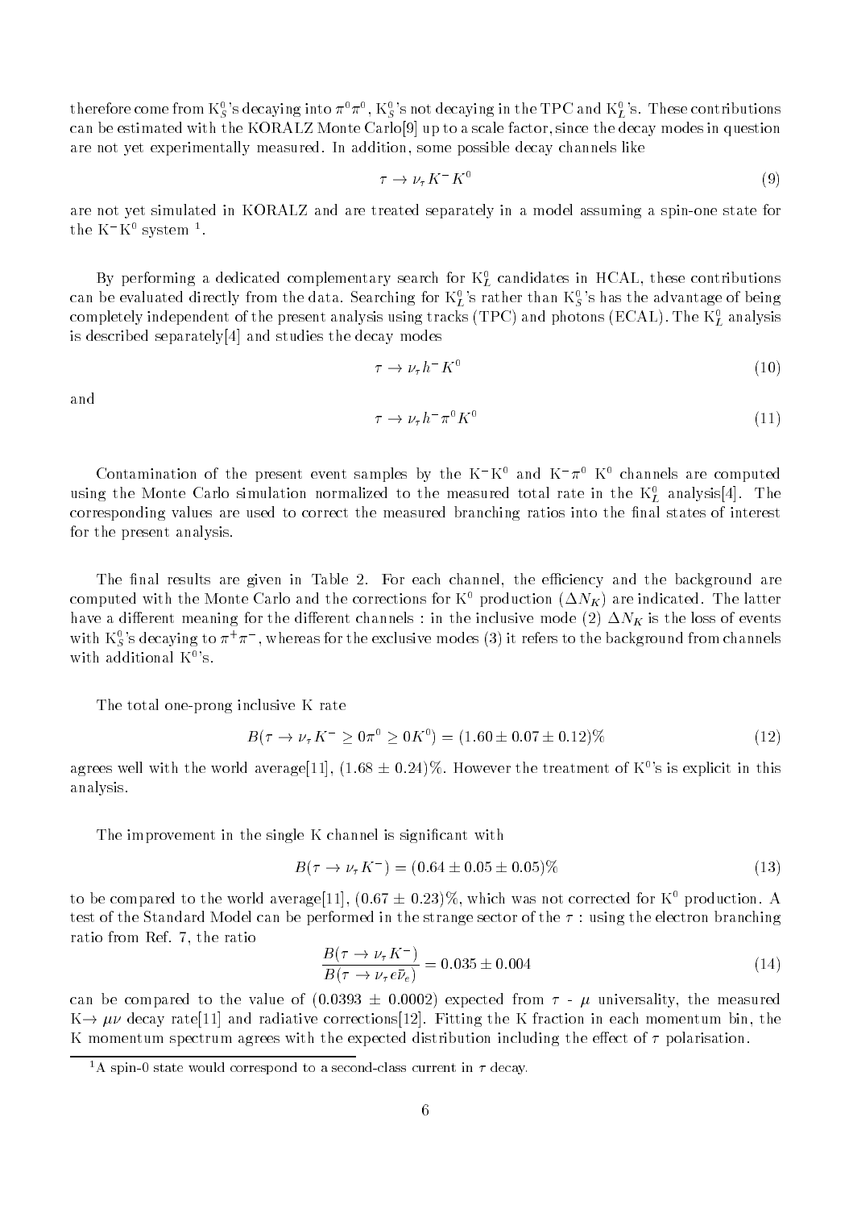therefore come from $K^0_S$'s decaying into $\pi^0\pi^0$, $K^0_S$'s not decaying in the TPC and $K^0_L$'s. These contributions can be estimated with the KORALZ Monte Carlo[9] up to a scale factor, since the decay modes in question are not yet experimentally measured. In addition, some possible decay channels like

$$\tau \to \nu_\tau K^- K^0 \tag{9}$$

are not yet simulated in KORALZ and are treated separately in a model assuming a spin-one state for the $K^-K^0$ system [1].

By performing a dedicated complementary search for $K^0_L$ candidates in HCAL, these contributions can be evaluated directly from the data. Searching for $K^0_L$'s rather than $K^0_S$'s has the advantage of being completely independent of the present analysis using tracks (TPC) and photons (ECAL). The $K^0_L$ analysis is described separately[4] and studies the decay modes

$$\tau \to \nu_\tau h^- K^0 \tag{10}$$

and

$$\tau \to \nu_\tau h^- \pi^0 K^0 \tag{11}$$

Contamination of the present event samples by the $K^-K^0$ and $K^-\pi^0$ $K^0$ channels are computed using the Monte Carlo simulation normalized to the measured total rate in the $K^0_L$ analysis[4]. The corresponding values are used to correct the measured branching ratios into the final states of interest for the present analysis.

The final results are given in Table 2. For each channel, the efficiency and the background are computed with the Monte Carlo and the corrections for $K^0$ production ($\Delta N_K$) are indicated. The latter have a different meaning for the different channels : in the inclusive mode (2) $\Delta N_K$ is the loss of events with $K^0_S$'s decaying to $\pi^+\pi^-$, whereas for the exclusive modes (3) it refers to the background from channels with additional $K^0$'s.

The total one-prong inclusive K rate

$$B(\tau \to \nu_\tau K^- \geq 0\pi^0 \geq 0K^0) = (1.60 \pm 0.07 \pm 0.12)\% \tag{12}$$

agrees well with the world average[11], $(1.68 \pm 0.24)\%$. However the treatment of $K^0$'s is explicit in this analysis.

The improvement in the single K channel is significant with

$$B(\tau \to \nu_\tau K^-) = (0.64 \pm 0.05 \pm 0.05)\% \tag{13}$$

to be compared to the world average[11], $(0.67 \pm 0.23)\%$, which was not corrected for $K^0$ production. A test of the Standard Model can be performed in the strange sector of the $\tau$ : using the electron branching ratio from Ref. 7, the ratio

$$\frac{B(\tau \to \nu_\tau K^-)}{B(\tau \to \nu_\tau e \bar{\nu}_e)} = 0.035 \pm 0.004 \tag{14}$$

can be compared to the value of $(0.0393 \pm 0.0002)$ expected from $\tau$ - $\mu$ universality, the measured $K \to \mu\nu$ decay rate[11] and radiative corrections[12]. Fitting the K fraction in each momentum bin, the K momentum spectrum agrees with the expected distribution including the effect of $\tau$ polarisation.

[1] A spin-0 state would correspond to a second-class current in $\tau$ decay.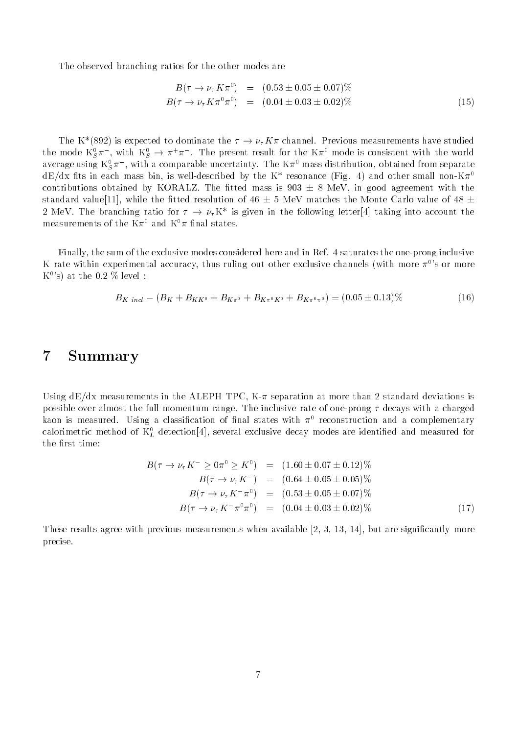The observed branching ratios for the other modes are

$$
\begin{aligned}
B(\tau \to \nu_\tau K\pi^0) &= (0.53 \pm 0.05 \pm 0.07)\% \\
B(\tau \to \nu_\tau K\pi^0\pi^0) &= (0.04 \pm 0.03 \pm 0.02)\%
\end{aligned} \tag{15}
$$

The K*(892) is expected to dominate the $\tau \to \nu_\tau K\pi$ channel. Previous measurements have studied the mode $K^0_S\pi^-$, with $K^0_S \to \pi^+\pi^-$. The present result for the $K\pi^0$ mode is consistent with the world average using $K^0_S\pi^-$, with a comparable uncertainty. The $K\pi^0$ mass distribution, obtained from separate dE/dx fits in each mass bin, is well-described by the K* resonance (Fig. 4) and other small non-$K\pi^0$ contributions obtained by KORALZ. The fitted mass is 903 ± 8 MeV, in good agreement with the standard value[11], while the fitted resolution of 46 ± 5 MeV matches the Monte Carlo value of 48 ± 2 MeV. The branching ratio for $\tau \to \nu_\tau K^*$ is given in the following letter[4] taking into account the measurements of the $K\pi^0$ and $K^0\pi$ final states.

Finally, the sum of the exclusive modes considered here and in Ref. 4 saturates the one-prong inclusive K rate within experimental accuracy, thus ruling out other exclusive channels (with more $\pi^0$'s or more $K^0$'s) at the 0.2 % level :

$$
B_{K\ incl} - (B_K + B_{KK^0} + B_{K\pi^0} + B_{K\pi^0K^0} + B_{K\pi^0\pi^0}) = (0.05 \pm 0.13)\% \tag{16}
$$

# 7 Summary

Using dE/dx measurements in the ALEPH TPC, K-$\pi$ separation at more than 2 standard deviations is possible over almost the full momentum range. The inclusive rate of one-prong $\tau$ decays with a charged kaon is measured. Using a classification of final states with $\pi^0$ reconstruction and a complementary calorimetric method of $K^0_L$ detection[4], several exclusive decay modes are identified and measured for the first time:

$$
\begin{aligned}
B(\tau \to \nu_\tau K^- \geq 0\pi^0 \geq K^0) &= (1.60 \pm 0.07 \pm 0.12)\% \\
B(\tau \to \nu_\tau K^-) &= (0.64 \pm 0.05 \pm 0.05)\% \\
B(\tau \to \nu_\tau K^-\pi^0) &= (0.53 \pm 0.05 \pm 0.07)\% \\
B(\tau \to \nu_\tau K^-\pi^0\pi^0) &= (0.04 \pm 0.03 \pm 0.02)\%
\end{aligned} \tag{17}
$$

These results agree with previous measurements when available [2, 3, 13, 14], but are significantly more precise.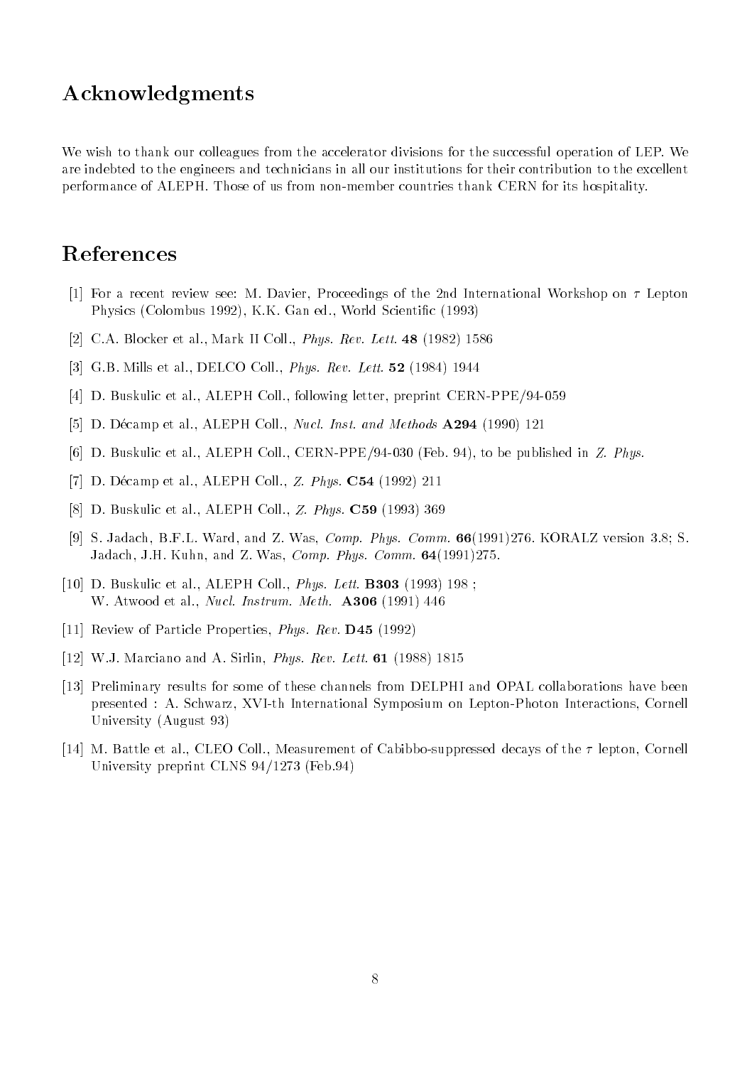## Acknowledgments

We wish to thank our colleagues from the accelerator divisions for the successful operation of LEP. We are indebted to the engineers and technicians in all our institutions for their contribution to the excellent performance of ALEPH. Those of us from non-member countries thank CERN for its hospitality.

## References

[1] For a recent review see: M. Davier, Proceedings of the 2nd International Workshop on $\tau$ Lepton Physics (Colombus 1992), K.K. Gan ed., World Scientific (1993)

[2] C.A. Blocker et al., Mark II Coll., *Phys. Rev. Lett.* **48** (1982) 1586

[3] G.B. Mills et al., DELCO Coll., *Phys. Rev. Lett.* **52** (1984) 1944

[4] D. Buskulic et al., ALEPH Coll., following letter, preprint CERN-PPE/94-059

[5] D. Décamp et al., ALEPH Coll., *Nucl. Inst. and Methods* **A294** (1990) 121

[6] D. Buskulic et al., ALEPH Coll., CERN-PPE/94-030 (Feb. 94), to be published in *Z. Phys.*

[7] D. Décamp et al., ALEPH Coll., *Z. Phys.* **C54** (1992) 211

[8] D. Buskulic et al., ALEPH Coll., *Z. Phys.* **C59** (1993) 369

[9] S. Jadach, B.F.L. Ward, and Z. Was, *Comp. Phys. Comm.* **66**(1991)276. KORALZ version 3.8; S. Jadach, J.H. Kuhn, and Z. Was, *Comp. Phys. Comm.* **64**(1991)275.

[10] D. Buskulic et al., ALEPH Coll., *Phys. Lett.* **B303** (1993) 198 ;
W. Atwood et al., *Nucl. Instrum. Meth.* **A306** (1991) 446

[11] Review of Particle Properties, *Phys. Rev.* **D45** (1992)

[12] W.J. Marciano and A. Sirlin, *Phys. Rev. Lett.* **61** (1988) 1815

[13] Preliminary results for some of these channels from DELPHI and OPAL collaborations have been presented : A. Schwarz, XVI-th International Symposium on Lepton-Photon Interactions, Cornell University (August 93)

[14] M. Battle et al., CLEO Coll., Measurement of Cabibbo-suppressed decays of the $\tau$ lepton, Cornell University preprint CLNS 94/1273 (Feb.94)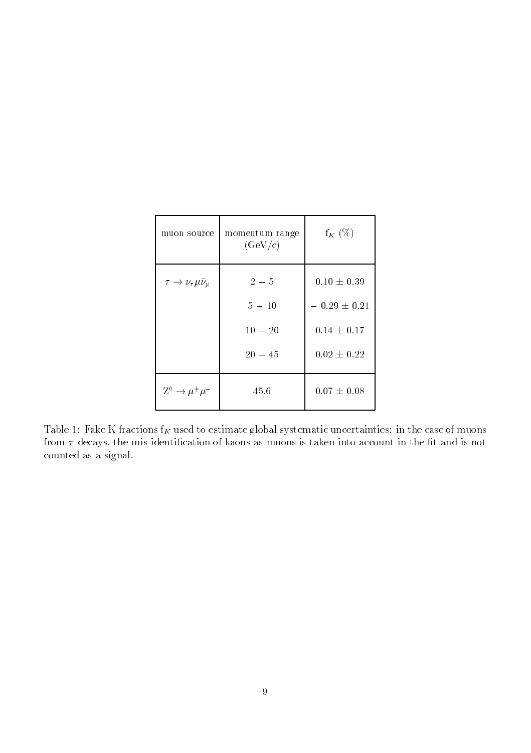| muon source | momentum range (GeV/c) | $f_K$ (%) |
|---|---|---|
| $\tau \to \nu_\tau \mu \bar{\nu}_\mu$ | 2 − 5 | $0.10 \pm 0.39$ |
| | 5 − 10 | $-\ 0.29 \pm 0.21$ |
| | 10 − 20 | $0.14 \pm 0.17$ |
| | 20 − 45 | $0.02 \pm 0.22$ |
| $Z^0 \to \mu^+\mu^-$ | 45.6 | $0.07 \pm 0.08$ |

Table 1: Fake K fractions $f_K$ used to estimate global systematic uncertainties: in the case of muons from $\tau$ decays, the mis-identification of kaons as muons is taken into account in the fit and is not counted as a signal.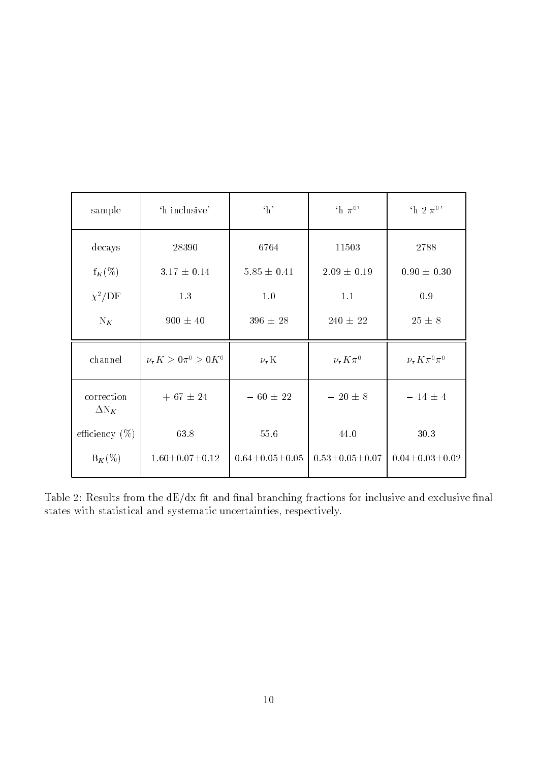| sample | 'h inclusive' | 'h' | 'h $\pi^0$' | 'h 2 $\pi^0$' |
|---|---|---|---|---|
| decays | 28390 | 6764 | 11503 | 2788 |
| $f_K(\%)$ | $3.17 \pm 0.14$ | $5.85 \pm 0.41$ | $2.09 \pm 0.19$ | $0.90 \pm 0.30$ |
| $\chi^2$/DF | 1.3 | 1.0 | 1.1 | 0.9 |
| $N_K$ | $900 \pm 40$ | $396 \pm 28$ | $240 \pm 22$ | $25 \pm 8$ |
| channel | $\nu_\tau K \geq 0\pi^0 \geq 0K^0$ | $\nu_\tau$K | $\nu_\tau K\pi^0$ | $\nu_\tau K\pi^0\pi^0$ |
| correction $\Delta N_K$ | $+ 67 \pm 24$ | $- 60 \pm 22$ | $- 20 \pm 8$ | $- 14 \pm 4$ |
| efficiency (%) | 63.8 | 55.6 | 44.0 | 30.3 |
| $B_K(\%)$ | $1.60 \pm 0.07 \pm 0.12$ | $0.64 \pm 0.05 \pm 0.05$ | $0.53 \pm 0.05 \pm 0.07$ | $0.04 \pm 0.03 \pm 0.02$ |

Table 2: Results from the dE/dx fit and final branching fractions for inclusive and exclusive final states with statistical and systematic uncertainties, respectively.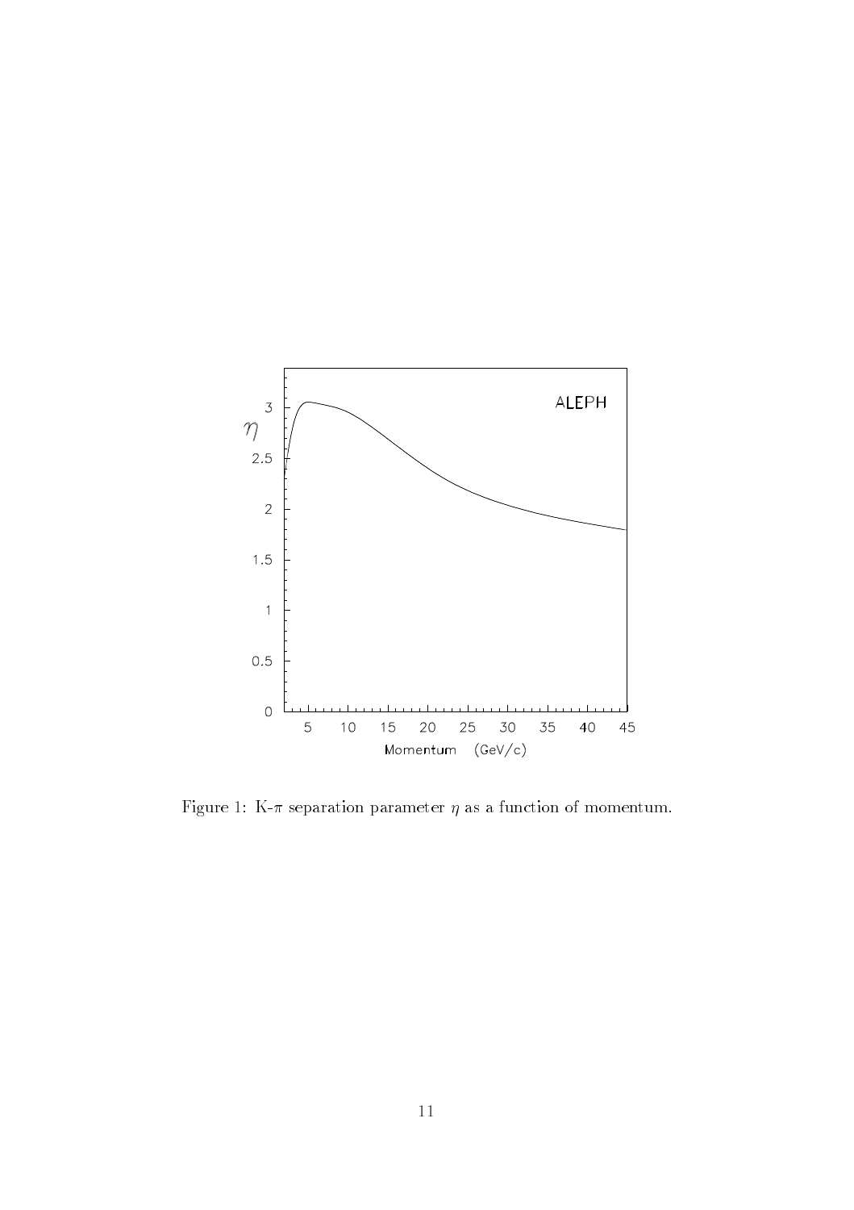Figure 1: K-$\pi$ separation parameter $\eta$ as a function of momentum.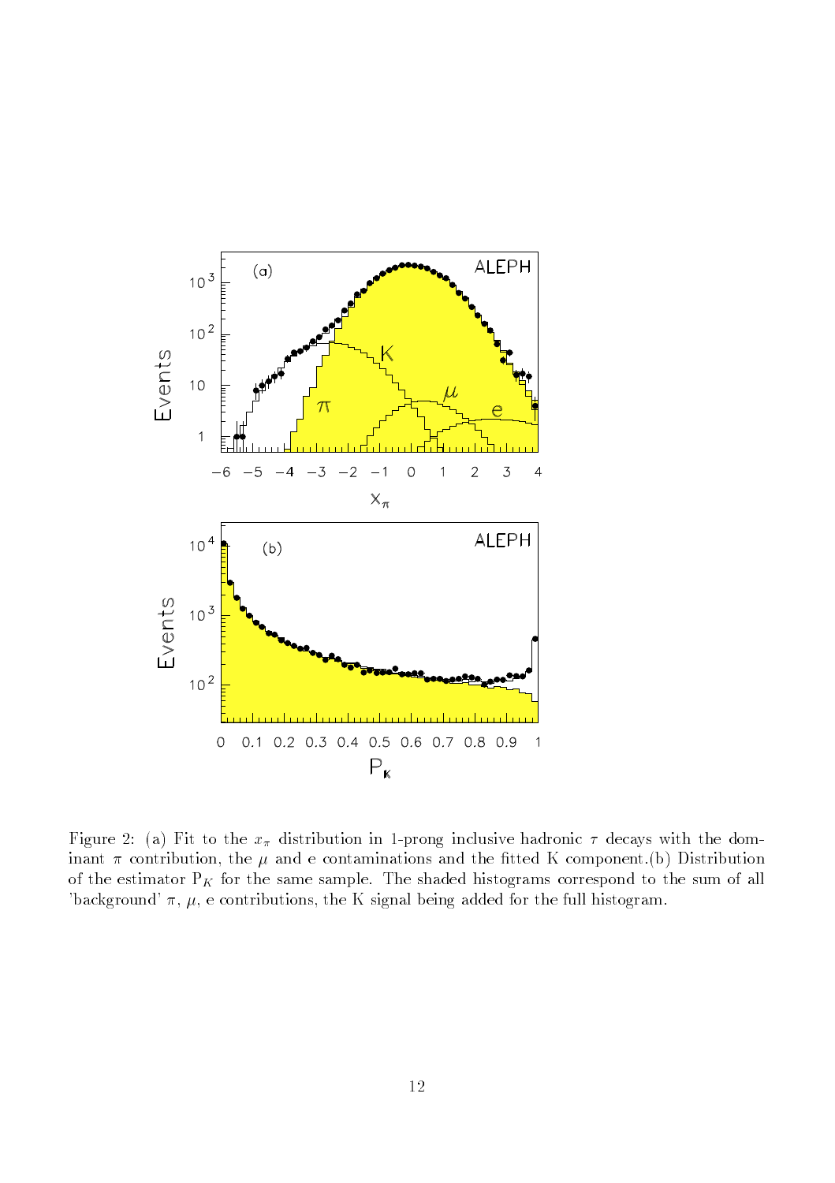Figure 2: (a) Fit to the $x_\pi$ distribution in 1-prong inclusive hadronic $\tau$ decays with the dominant $\pi$ contribution, the $\mu$ and e contaminations and the fitted K component.(b) Distribution of the estimator $P_K$ for the same sample. The shaded histograms correspond to the sum of all 'background' $\pi$, $\mu$, e contributions, the K signal being added for the full histogram.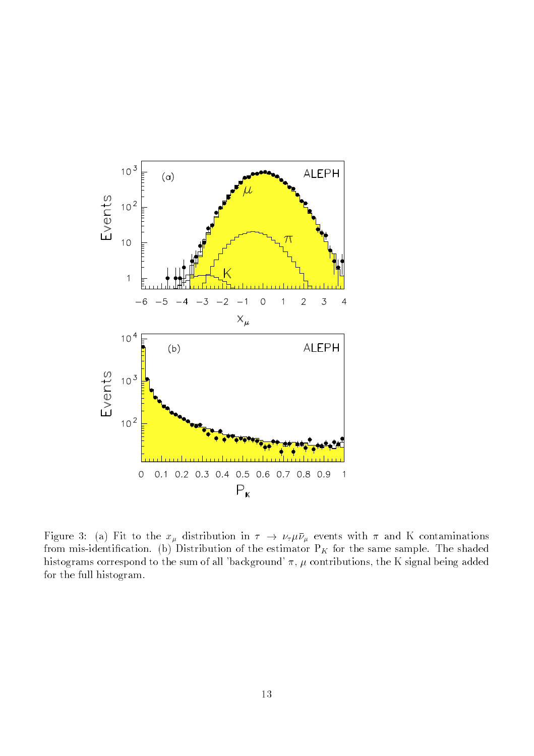Figure 3: (a) Fit to the $x_\mu$ distribution in $\tau \to \nu_\tau \mu \bar{\nu}_\mu$ events with $\pi$ and K contaminations from mis-identification. (b) Distribution of the estimator $P_K$ for the same sample. The shaded histograms correspond to the sum of all 'background' $\pi$, $\mu$ contributions, the K signal being added for the full histogram.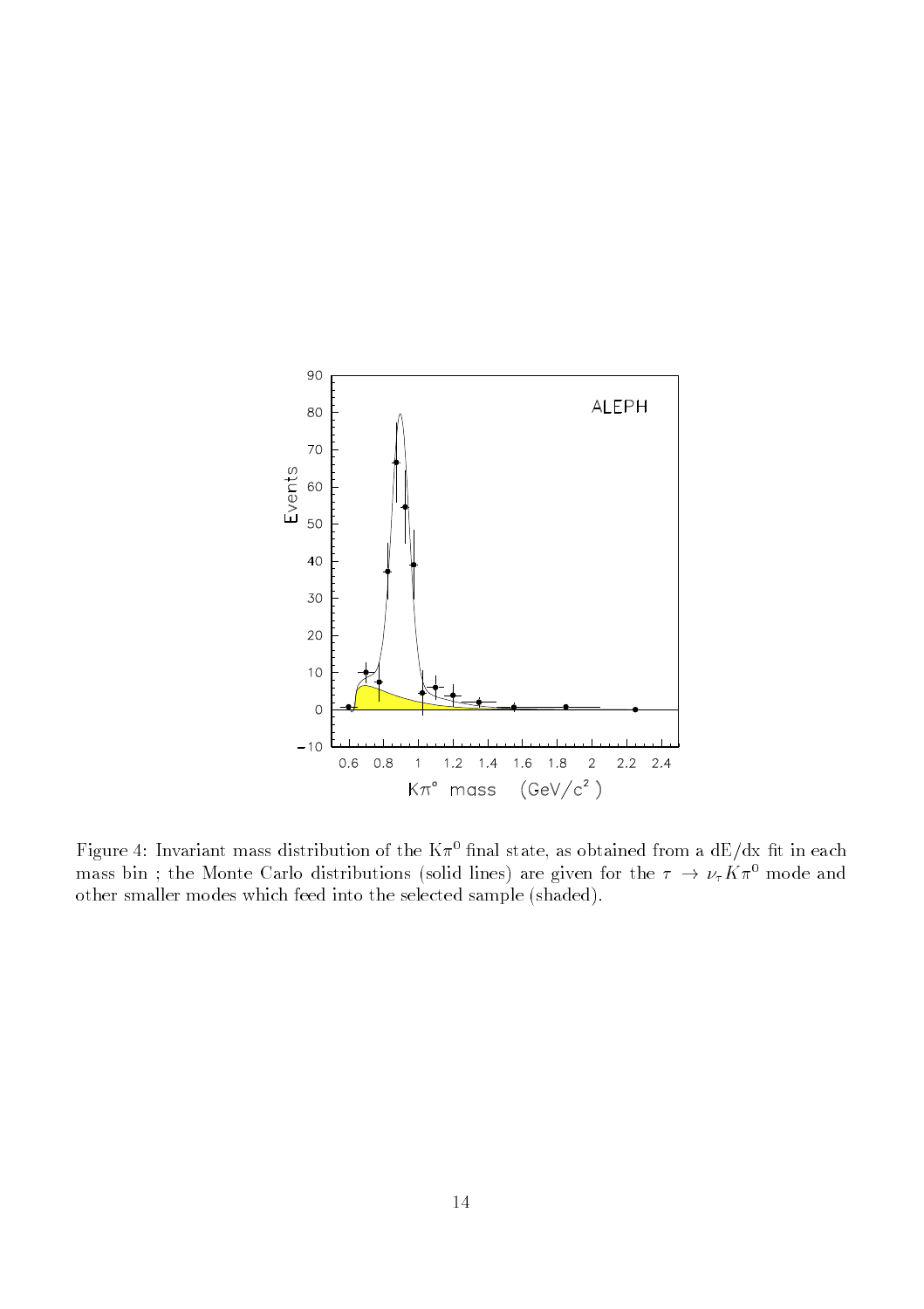ALEPH

Events

90
80
70
60
50
40
30
20
10
0
−10

0.6 0.8 1 1.2 1.4 1.6 1.8 2 2.2 2.4

$K\pi^0$ mass (GeV/c$^2$)

Figure 4: Invariant mass distribution of the $K\pi^0$ final state, as obtained from a dE/dx fit in each mass bin ; the Monte Carlo distributions (solid lines) are given for the $\tau \rightarrow \nu_\tau K\pi^0$ mode and other smaller modes which feed into the selected sample (shaded).